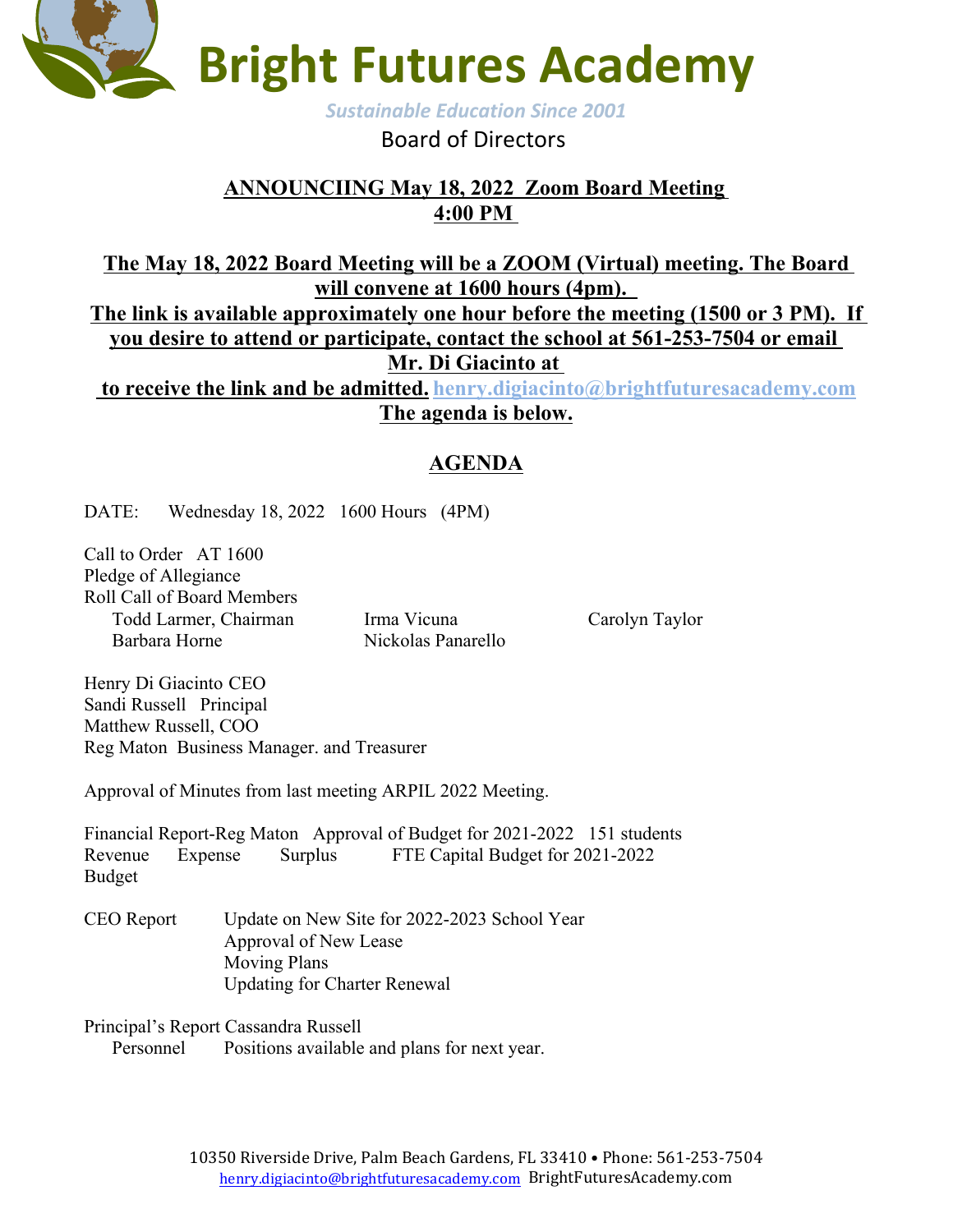# Bright Futures Academy

*Sustainable Education Since 2001*

Board of Directors

**ANNOUNCIING May 18, 2022 Zoom Board Meeting**
**4:00 PM**

**The May 18, 2022 Board Meeting will be a ZOOM (Virtual) meeting. The Board will convene at 1600 hours (4pm).**
**The link is available approximately one hour before the meeting (1500 or 3 PM). If you desire to attend or participate, contact the school at 561-253-7504 or email Mr. Di Giacinto at**
**to receive the link and be admitted.** **henry.digiacinto@brightfuturesacademy.com**
**The agenda is below.**

## AGENDA

DATE: Wednesday 18, 2022 1600 Hours (4PM)

Call to Order AT 1600
Pledge of Allegiance
Roll Call of Board Members

- Todd Larmer, Chairman
- Irma Vicuna
- Carolyn Taylor
- Barbara Horne
- Nickolas Panarello

Henry Di Giacinto CEO
Sandi Russell Principal
Matthew Russell, COO
Reg Maton Business Manager. and Treasurer

Approval of Minutes from last meeting ARPIL 2022 Meeting.

Financial Report-Reg Maton Approval of Budget for 2021-2022 151 students
Revenue Expense Surplus FTE Capital Budget for 2021-2022 Budget

CEO Report
- Update on New Site for 2022-2023 School Year
- Approval of New Lease
- Moving Plans
- Updating for Charter Renewal

Principal's Report Cassandra Russell
- Personnel Positions available and plans for next year.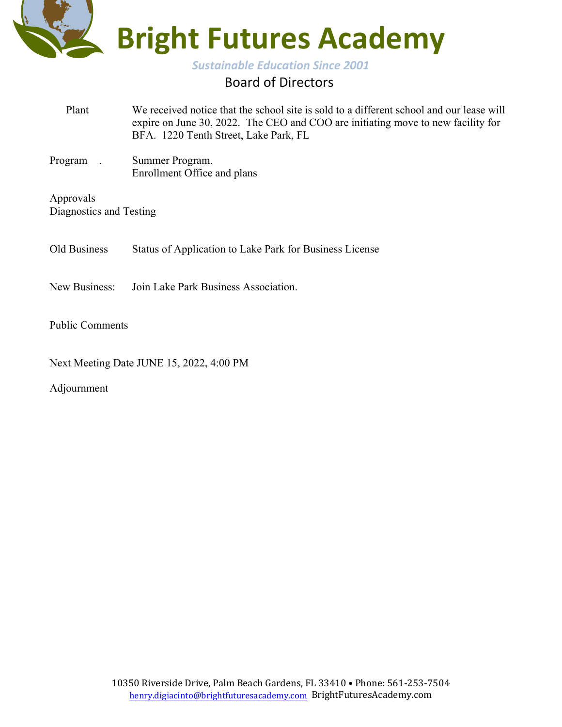# Bright Futures Academy

*Sustainable Education Since 2001*

## Board of Directors

Plant — We received notice that the school site is sold to a different school and our lease will expire on June 30, 2022. The CEO and COO are initiating move to new facility for BFA. 1220 Tenth Street, Lake Park, FL

Program . — Summer Program.
Enrollment Office and plans

Approvals
Diagnostics and Testing

Old Business — Status of Application to Lake Park for Business License

New Business: — Join Lake Park Business Association.

Public Comments

Next Meeting Date JUNE 15, 2022, 4:00 PM

Adjournment

10350 Riverside Drive, Palm Beach Gardens, FL 33410 • Phone: 561-253-7504
henry.digiacinto@brightfuturesacademy.com BrightFuturesAcademy.com